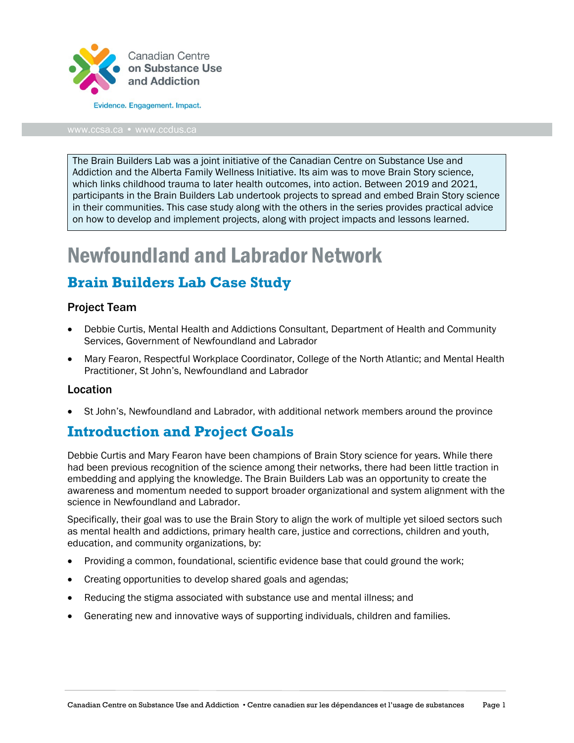Canadian Centre on Substance Use and Addiction

Evidence. Engagement. Impact.

www.ccsa.ca • www.ccdus.ca

> The Brain Builders Lab was a joint initiative of the Canadian Centre on Substance Use and Addiction and the Alberta Family Wellness Initiative. Its aim was to move Brain Story science, which links childhood trauma to later health outcomes, into action. Between 2019 and 2021, participants in the Brain Builders Lab undertook projects to spread and embed Brain Story science in their communities. This case study along with the others in the series provides practical advice on how to develop and implement projects, along with project impacts and lessons learned.

# Newfoundland and Labrador Network

## Brain Builders Lab Case Study

### Project Team

- Debbie Curtis, Mental Health and Addictions Consultant, Department of Health and Community Services, Government of Newfoundland and Labrador
- Mary Fearon, Respectful Workplace Coordinator, College of the North Atlantic; and Mental Health Practitioner, St John's, Newfoundland and Labrador

### Location

- St John's, Newfoundland and Labrador, with additional network members around the province

## Introduction and Project Goals

Debbie Curtis and Mary Fearon have been champions of Brain Story science for years. While there had been previous recognition of the science among their networks, there had been little traction in embedding and applying the knowledge. The Brain Builders Lab was an opportunity to create the awareness and momentum needed to support broader organizational and system alignment with the science in Newfoundland and Labrador.

Specifically, their goal was to use the Brain Story to align the work of multiple yet siloed sectors such as mental health and addictions, primary health care, justice and corrections, children and youth, education, and community organizations, by:

- Providing a common, foundational, scientific evidence base that could ground the work;
- Creating opportunities to develop shared goals and agendas;
- Reducing the stigma associated with substance use and mental illness; and
- Generating new and innovative ways of supporting individuals, children and families.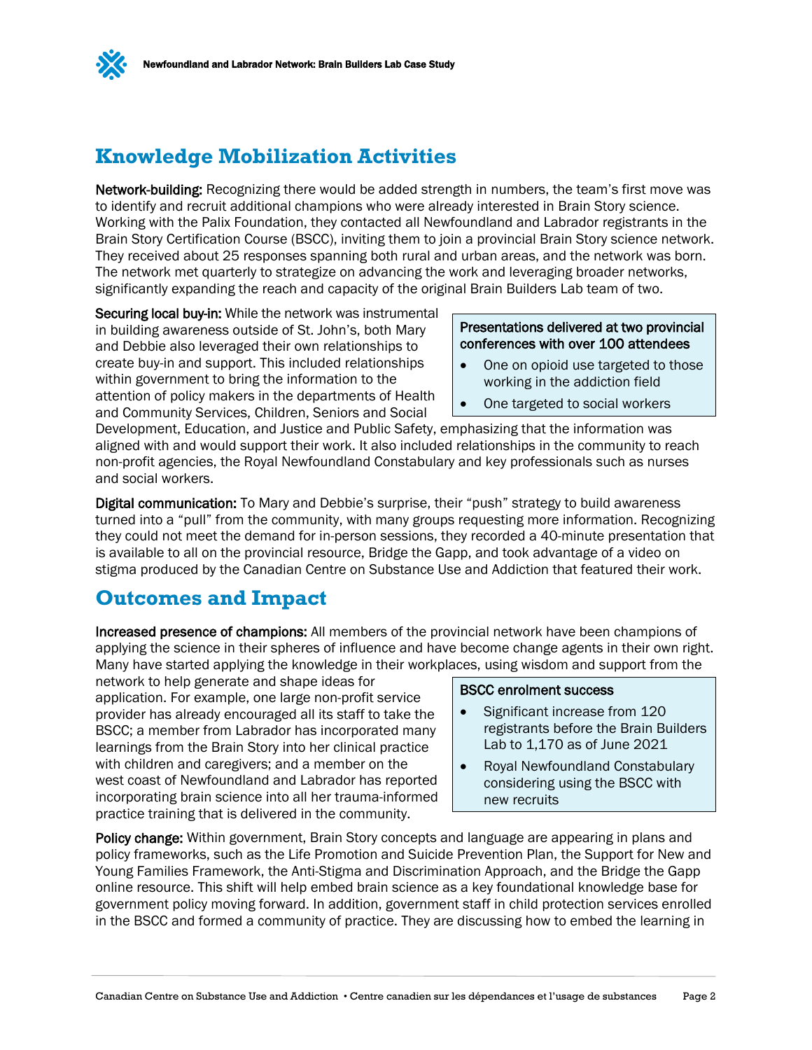## Knowledge Mobilization Activities

**Network-building:** Recognizing there would be added strength in numbers, the team's first move was to identify and recruit additional champions who were already interested in Brain Story science. Working with the Palix Foundation, they contacted all Newfoundland and Labrador registrants in the Brain Story Certification Course (BSCC), inviting them to join a provincial Brain Story science network. They received about 25 responses spanning both rural and urban areas, and the network was born. The network met quarterly to strategize on advancing the work and leveraging broader networks, significantly expanding the reach and capacity of the original Brain Builders Lab team of two.

**Securing local buy-in:** While the network was instrumental in building awareness outside of St. John's, both Mary and Debbie also leveraged their own relationships to create buy-in and support. This included relationships within government to bring the information to the attention of policy makers in the departments of Health and Community Services, Children, Seniors and Social Development, Education, and Justice and Public Safety, emphasizing that the information was aligned with and would support their work. It also included relationships in the community to reach non-profit agencies, the Royal Newfoundland Constabulary and key professionals such as nurses and social workers.

> Presentations delivered at two provincial conferences with over 100 attendees
> - One on opioid use targeted to those working in the addiction field
> - One targeted to social workers

**Digital communication:** To Mary and Debbie's surprise, their "push" strategy to build awareness turned into a "pull" from the community, with many groups requesting more information. Recognizing they could not meet the demand for in-person sessions, they recorded a 40-minute presentation that is available to all on the provincial resource, Bridge the Gapp, and took advantage of a video on stigma produced by the Canadian Centre on Substance Use and Addiction that featured their work.

## Outcomes and Impact

**Increased presence of champions:** All members of the provincial network have been champions of applying the science in their spheres of influence and have become change agents in their own right. Many have started applying the knowledge in their workplaces, using wisdom and support from the network to help generate and shape ideas for application. For example, one large non-profit service provider has already encouraged all its staff to take the BSCC; a member from Labrador has incorporated many learnings from the Brain Story into her clinical practice with children and caregivers; and a member on the west coast of Newfoundland and Labrador has reported incorporating brain science into all her trauma-informed practice training that is delivered in the community.

> BSCC enrolment success
> - Significant increase from 120 registrants before the Brain Builders Lab to 1,170 as of June 2021
> - Royal Newfoundland Constabulary considering using the BSCC with new recruits

**Policy change:** Within government, Brain Story concepts and language are appearing in plans and policy frameworks, such as the Life Promotion and Suicide Prevention Plan, the Support for New and Young Families Framework, the Anti-Stigma and Discrimination Approach, and the Bridge the Gapp online resource. This shift will help embed brain science as a key foundational knowledge base for government policy moving forward. In addition, government staff in child protection services enrolled in the BSCC and formed a community of practice. They are discussing how to embed the learning in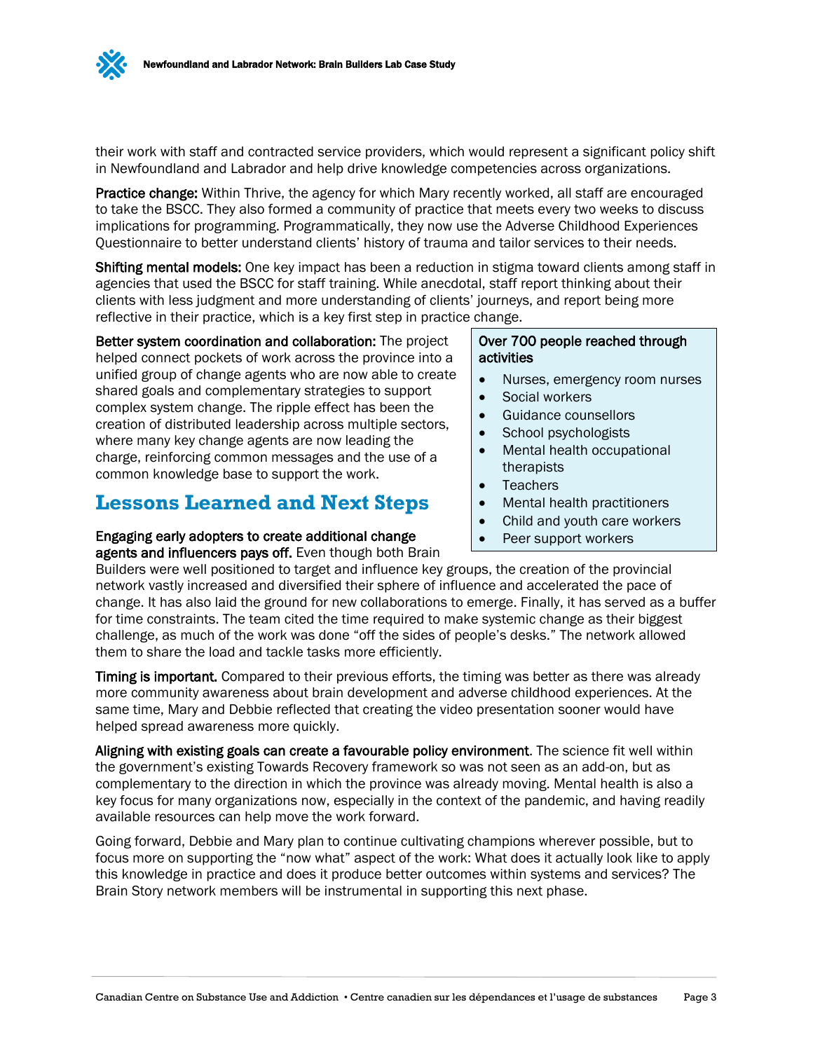their work with staff and contracted service providers, which would represent a significant policy shift in Newfoundland and Labrador and help drive knowledge competencies across organizations.

**Practice change:** Within Thrive, the agency for which Mary recently worked, all staff are encouraged to take the BSCC. They also formed a community of practice that meets every two weeks to discuss implications for programming. Programmatically, they now use the Adverse Childhood Experiences Questionnaire to better understand clients' history of trauma and tailor services to their needs.

**Shifting mental models:** One key impact has been a reduction in stigma toward clients among staff in agencies that used the BSCC for staff training. While anecdotal, staff report thinking about their clients with less judgment and more understanding of clients' journeys, and report being more reflective in their practice, which is a key first step in practice change.

**Better system coordination and collaboration:** The project helped connect pockets of work across the province into a unified group of change agents who are now able to create shared goals and complementary strategies to support complex system change. The ripple effect has been the creation of distributed leadership across multiple sectors, where many key change agents are now leading the charge, reinforcing common messages and the use of a common knowledge base to support the work.

**Over 700 people reached through activities**

- Nurses, emergency room nurses
- Social workers
- Guidance counsellors
- School psychologists
- Mental health occupational therapists
- Teachers
- Mental health practitioners
- Child and youth care workers
- Peer support workers

## Lessons Learned and Next Steps

**Engaging early adopters to create additional change agents and influencers pays off.** Even though both Brain Builders were well positioned to target and influence key groups, the creation of the provincial network vastly increased and diversified their sphere of influence and accelerated the pace of change. It has also laid the ground for new collaborations to emerge. Finally, it has served as a buffer for time constraints. The team cited the time required to make systemic change as their biggest challenge, as much of the work was done "off the sides of people's desks." The network allowed them to share the load and tackle tasks more efficiently.

**Timing is important.** Compared to their previous efforts, the timing was better as there was already more community awareness about brain development and adverse childhood experiences. At the same time, Mary and Debbie reflected that creating the video presentation sooner would have helped spread awareness more quickly.

**Aligning with existing goals can create a favourable policy environment.** The science fit well within the government's existing Towards Recovery framework so was not seen as an add-on, but as complementary to the direction in which the province was already moving. Mental health is also a key focus for many organizations now, especially in the context of the pandemic, and having readily available resources can help move the work forward.

Going forward, Debbie and Mary plan to continue cultivating champions wherever possible, but to focus more on supporting the "now what" aspect of the work: What does it actually look like to apply this knowledge in practice and does it produce better outcomes within systems and services? The Brain Story network members will be instrumental in supporting this next phase.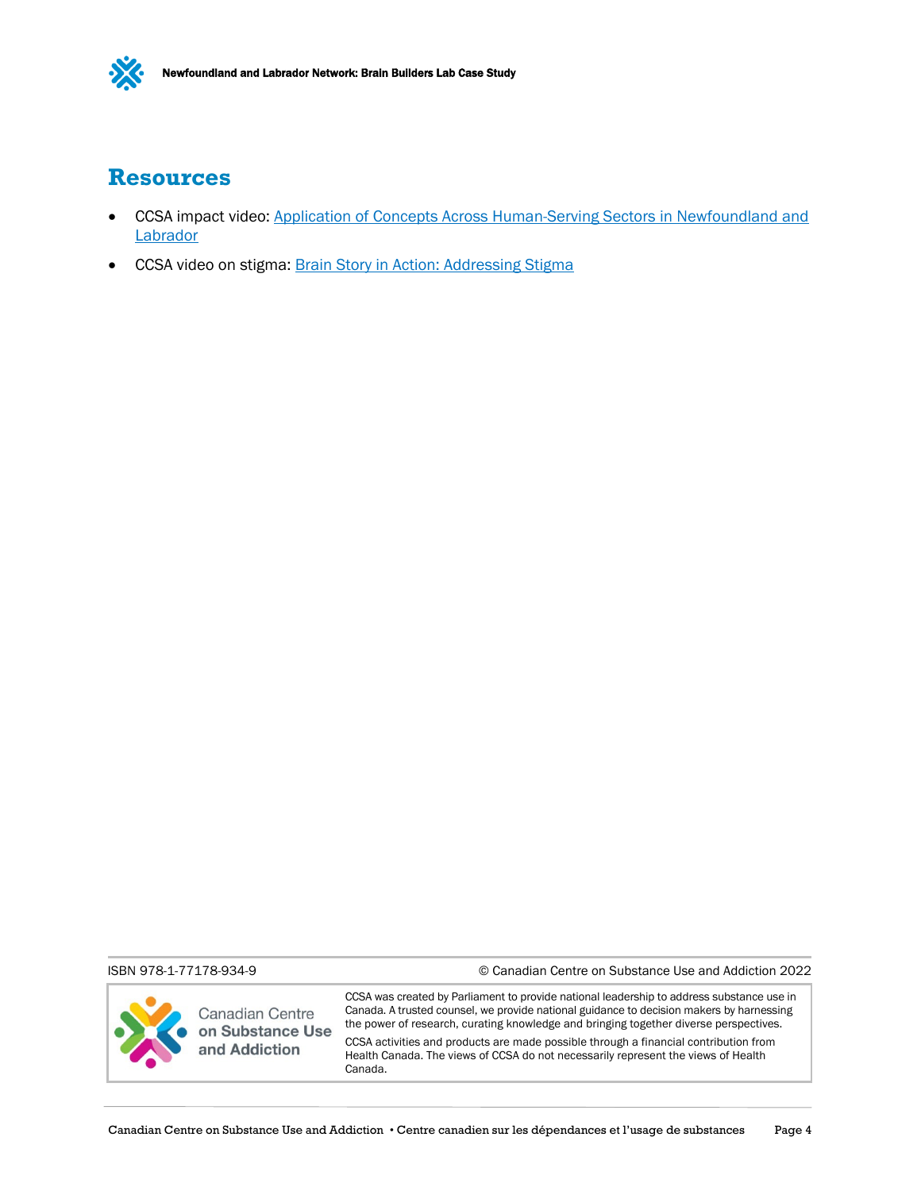## Resources

- CCSA impact video: [Application of Concepts Across Human-Serving Sectors in Newfoundland and Labrador]
- CCSA video on stigma: [Brain Story in Action: Addressing Stigma]

ISBN 978-1-77178-934-9

© Canadian Centre on Substance Use and Addiction 2022

Canadian Centre on Substance Use and Addiction

CCSA was created by Parliament to provide national leadership to address substance use in Canada. A trusted counsel, we provide national guidance to decision makers by harnessing the power of research, curating knowledge and bringing together diverse perspectives.

CCSA activities and products are made possible through a financial contribution from Health Canada. The views of CCSA do not necessarily represent the views of Health Canada.